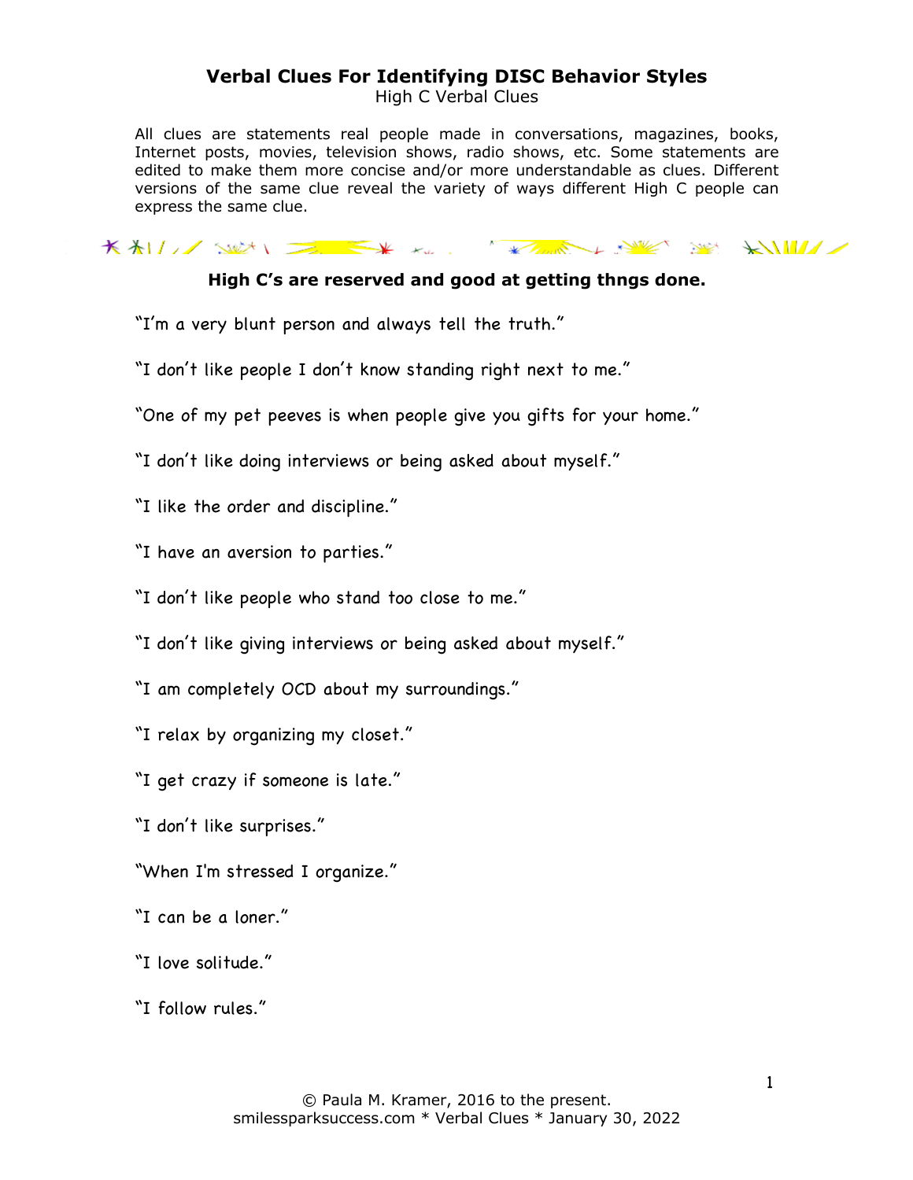# Verbal Clues For Identifying DISC Behavior Styles

High C Verbal Clues

All clues are statements real people made in conversations, magazines, books, Internet posts, movies, television shows, radio shows, etc. Some statements are edited to make them more concise and/or more understandable as clues. Different versions of the same clue reveal the variety of ways different High C people can express the same clue.

**High C's are reserved and good at getting thngs done.**

"I'm a very blunt person and always tell the truth."

"I don't like people I don't know standing right next to me."

"One of my pet peeves is when people give you gifts for your home."

"I don't like doing interviews or being asked about myself."

"I like the order and discipline."

"I have an aversion to parties."

"I don't like people who stand too close to me."

"I don't like giving interviews or being asked about myself."

"I am completely OCD about my surroundings."

"I relax by organizing my closet."

"I get crazy if someone is late."

"I don't like surprises."

"When I'm stressed I organize."

"I can be a loner."

"I love solitude."

"I follow rules."

© Paula M. Kramer, 2016 to the present.
smilessparksuccess.com * Verbal Clues * January 30, 2022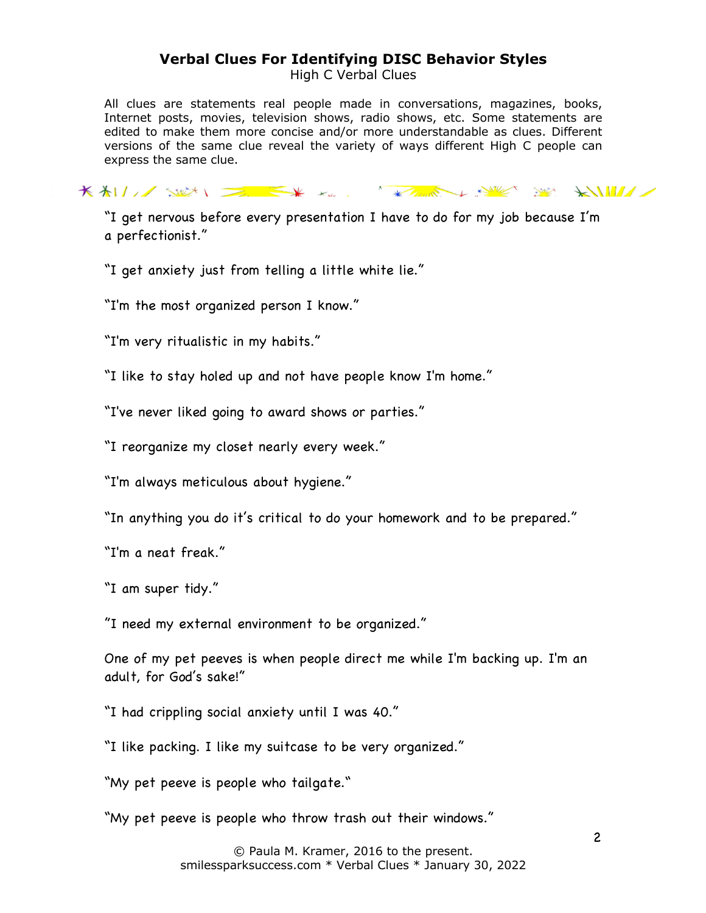## Verbal Clues For Identifying DISC Behavior Styles

High C Verbal Clues

All clues are statements real people made in conversations, magazines, books, Internet posts, movies, television shows, radio shows, etc. Some statements are edited to make them more concise and/or more understandable as clues. Different versions of the same clue reveal the variety of ways different High C people can express the same clue.

"I get nervous before every presentation I have to do for my job because I'm a perfectionist."

"I get anxiety just from telling a little white lie."

"I'm the most organized person I know."

"I'm very ritualistic in my habits."

"I like to stay holed up and not have people know I'm home."

"I've never liked going to award shows or parties."

"I reorganize my closet nearly every week."

"I'm always meticulous about hygiene."

"In anything you do it's critical to do your homework and to be prepared."

"I'm a neat freak."

"I am super tidy."

"I need my external environment to be organized."

One of my pet peeves is when people direct me while I'm backing up. I'm an adult, for God's sake!"

"I had crippling social anxiety until I was 40."

"I like packing. I like my suitcase to be very organized."

"My pet peeve is people who tailgate."

"My pet peeve is people who throw trash out their windows."

© Paula M. Kramer, 2016 to the present.
smilessparksuccess.com * Verbal Clues * January 30, 2022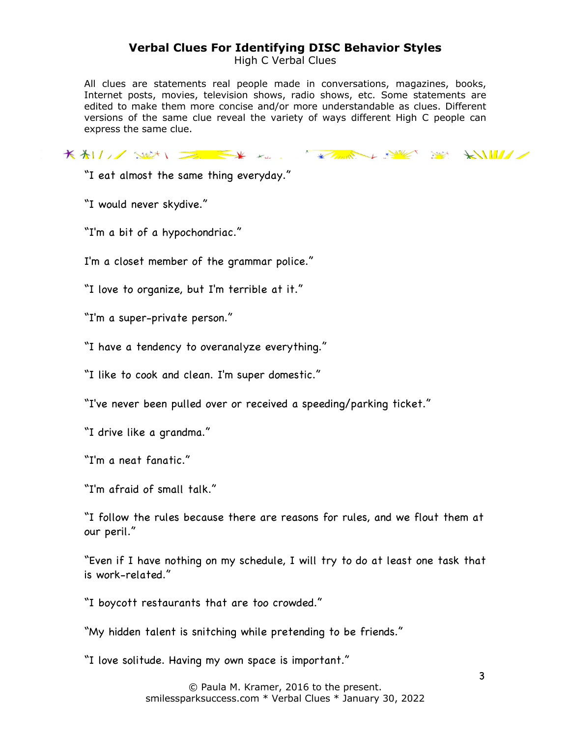**Verbal Clues For Identifying DISC Behavior Styles**

High C Verbal Clues

All clues are statements real people made in conversations, magazines, books, Internet posts, movies, television shows, radio shows, etc. Some statements are edited to make them more concise and/or more understandable as clues. Different versions of the same clue reveal the variety of ways different High C people can express the same clue.

"I eat almost the same thing everyday."

"I would never skydive."

"I'm a bit of a hypochondriac."

I'm a closet member of the grammar police."

"I love to organize, but I'm terrible at it."

"I'm a super-private person."

"I have a tendency to overanalyze everything."

"I like to cook and clean. I'm super domestic."

"I've never been pulled over or received a speeding/parking ticket."

"I drive like a grandma."

"I'm a neat fanatic."

"I'm afraid of small talk."

"I follow the rules because there are reasons for rules, and we flout them at our peril."

"Even if I have nothing on my schedule, I will try to do at least one task that is work-related."

"I boycott restaurants that are too crowded."

"My hidden talent is snitching while pretending to be friends."

"I love solitude. Having my own space is important."

© Paula M. Kramer, 2016 to the present.
smilessparksuccess.com * Verbal Clues * January 30, 2022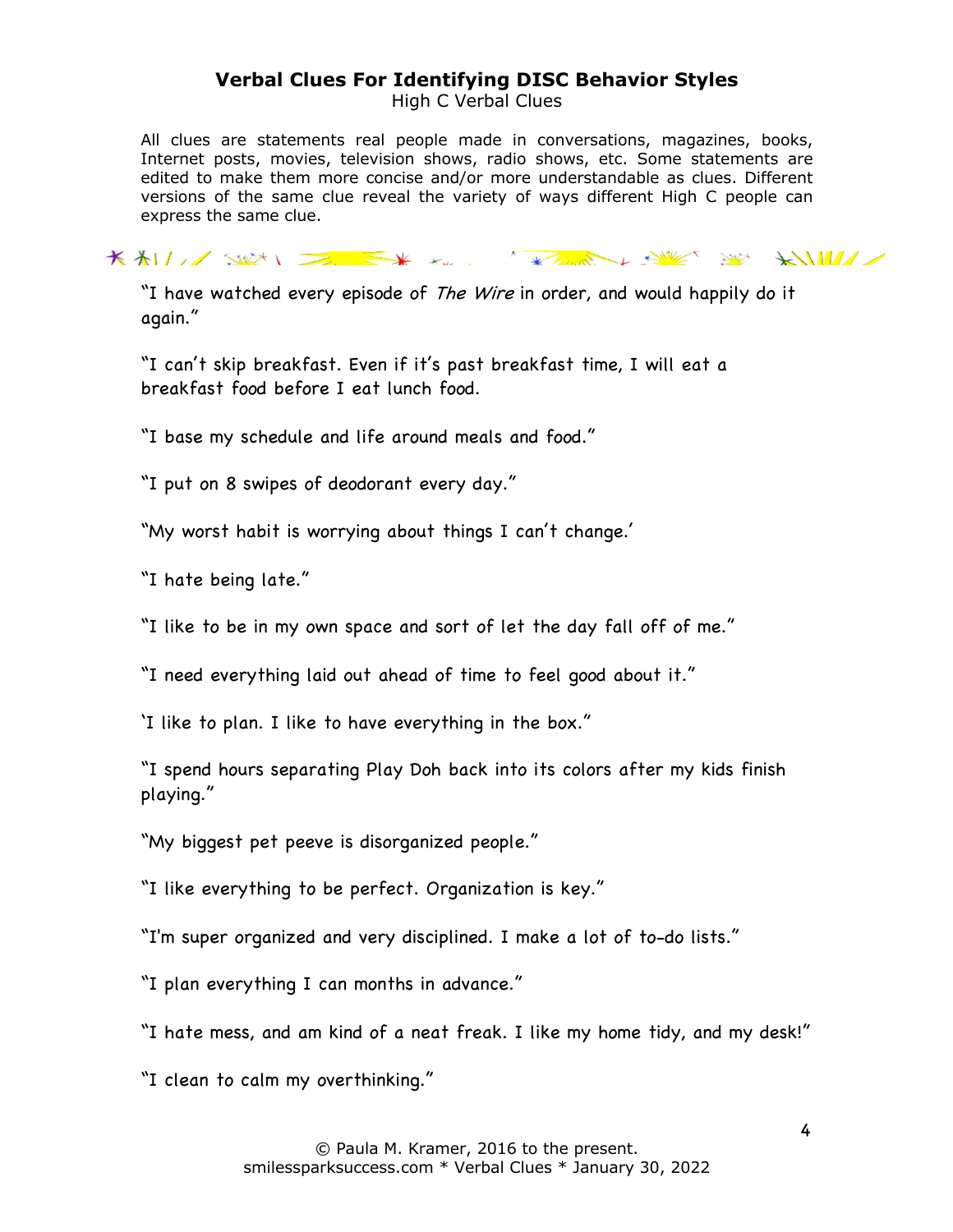# Verbal Clues For Identifying DISC Behavior Styles

High C Verbal Clues

All clues are statements real people made in conversations, magazines, books, Internet posts, movies, television shows, radio shows, etc. Some statements are edited to make them more concise and/or more understandable as clues. Different versions of the same clue reveal the variety of ways different High C people can express the same clue.

"I have watched every episode of *The Wire* in order, and would happily do it again."

"I can't skip breakfast. Even if it's past breakfast time, I will eat a breakfast food before I eat lunch food.

"I base my schedule and life around meals and food."

"I put on 8 swipes of deodorant every day."

"My worst habit is worrying about things I can't change.'

"I hate being late."

"I like to be in my own space and sort of let the day fall off of me."

"I need everything laid out ahead of time to feel good about it."

'I like to plan. I like to have everything in the box."

"I spend hours separating Play Doh back into its colors after my kids finish playing."

"My biggest pet peeve is disorganized people."

"I like everything to be perfect. Organization is key."

"I'm super organized and very disciplined. I make a lot of to-do lists."

"I plan everything I can months in advance."

"I hate mess, and am kind of a neat freak. I like my home tidy, and my desk!"

"I clean to calm my overthinking."

© Paula M. Kramer, 2016 to the present.
smilessparksuccess.com * Verbal Clues * January 30, 2022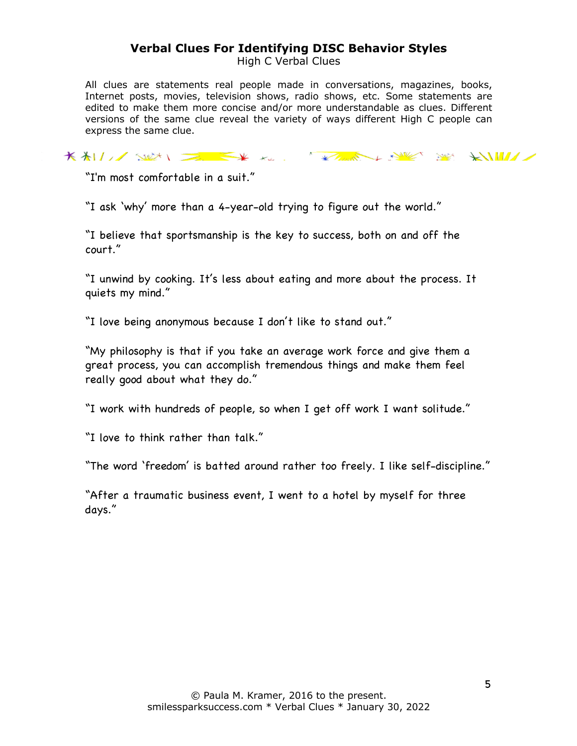# Verbal Clues For Identifying DISC Behavior Styles

High C Verbal Clues

All clues are statements real people made in conversations, magazines, books, Internet posts, movies, television shows, radio shows, etc. Some statements are edited to make them more concise and/or more understandable as clues. Different versions of the same clue reveal the variety of ways different High C people can express the same clue.

"I'm most comfortable in a suit."

"I ask 'why' more than a 4-year-old trying to figure out the world."

"I believe that sportsmanship is the key to success, both on and off the court."

"I unwind by cooking. It's less about eating and more about the process. It quiets my mind."

"I love being anonymous because I don't like to stand out."

"My philosophy is that if you take an average work force and give them a great process, you can accomplish tremendous things and make them feel really good about what they do."

"I work with hundreds of people, so when I get off work I want solitude."

"I love to think rather than talk."

"The word 'freedom' is batted around rather too freely. I like self-discipline."

"After a traumatic business event, I went to a hotel by myself for three days."

© Paula M. Kramer, 2016 to the present.
smilessparksuccess.com * Verbal Clues * January 30, 2022